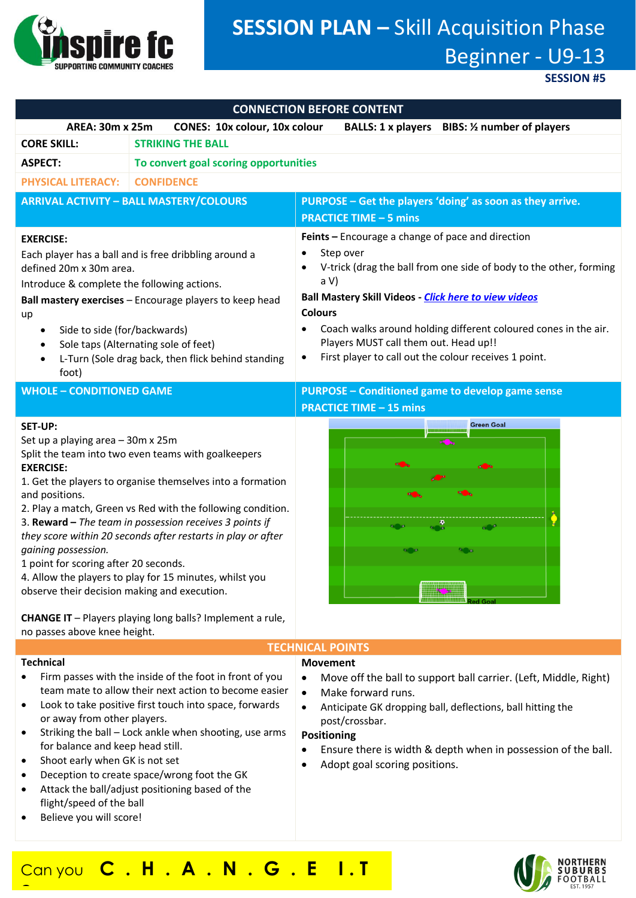# SESSION PLAN – Skill Acquisition Phase Beginner - U9-13

**SESSION #5**

## CONNECTION BEFORE CONTENT

**AREA: 30m x 25m** **CONES: 10x colour, 10x colour** **BALLS: 1 x players** **BIBS: ½ number of players**

| | |
|---|---|
| **CORE SKILL:** | **STRIKING THE BALL** |
| **ASPECT:** | **To convert goal scoring opportunities** |
| **PHYSICAL LITERACY:** | **CONFIDENCE** |

### ARRIVAL ACTIVITY – BALL MASTERY/COLOURS

**PURPOSE – Get the players 'doing' as soon as they arrive.**
**PRACTICE TIME – 5 mins**

**EXERCISE:**
Each player has a ball and is free dribbling around a defined 20m x 30m area.
Introduce & complete the following actions.

**Ball mastery exercises** – Encourage players to keep head up

- Side to side (for/backwards)
- Sole taps (Alternating sole of feet)
- L-Turn (Sole drag back, then flick behind standing foot)

**Feints –** Encourage a change of pace and direction

- Step over
- V-trick (drag the ball from one side of body to the other, forming a V)

**Ball Mastery Skill Videos -** ***Click here to view videos***

**Colours**

- Coach walks around holding different coloured cones in the air. Players MUST call them out. Head up!!
- First player to call out the colour receives 1 point.

### WHOLE – CONDITIONED GAME

**PURPOSE – Conditioned game to develop game sense**
**PRACTICE TIME – 15 mins**

**SET-UP:**
Set up a playing area – 30m x 25m
Split the team into two even teams with goalkeepers

**EXERCISE:**
1. Get the players to organise themselves into a formation and positions.
2. Play a match, Green vs Red with the following condition.
3. **Reward –** *The team in possession receives 3 points if they score within 20 seconds after restarts in play or after gaining possession.*
1 point for scoring after 20 seconds.
4. Allow the players to play for 15 minutes, whilst you observe their decision making and execution.

**CHANGE IT** – Players playing long balls? Implement a rule, no passes above knee height.

Green Goal

Red Goal

## TECHNICAL POINTS

**Technical**

- Firm passes with the inside of the foot in front of you team mate to allow their next action to become easier
- Look to take positive first touch into space, forwards or away from other players.
- Striking the ball – Lock ankle when shooting, use arms for balance and keep head still.
- Shoot early when GK is not set
- Deception to create space/wrong foot the GK
- Attack the ball/adjust positioning based of the flight/speed of the ball
- Believe you will score!

**Movement**

- Move off the ball to support ball carrier. (Left, Middle, Right)
- Make forward runs.
- Anticipate GK dropping ball, deflections, ball hitting the post/crossbar.

**Positioning**

- Ensure there is width & depth when in possession of the ball.
- Adopt goal scoring positions.

Can you **C . H . A . N . G . E I . T**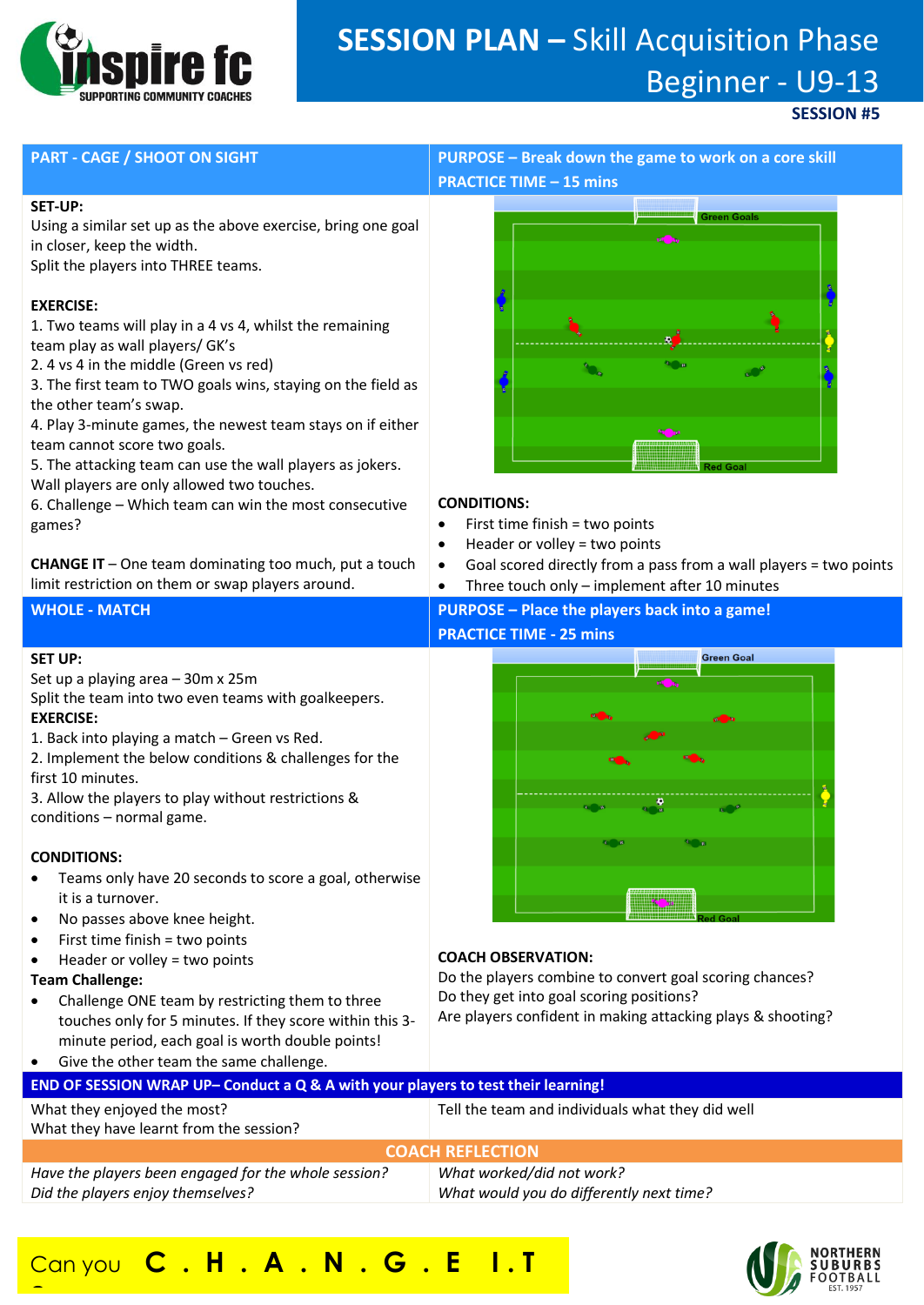# SESSION PLAN – Skill Acquisition Phase Beginner - U9-13

**SESSION #5**

## PART - CAGE / SHOOT ON SIGHT

**PURPOSE – Break down the game to work on a core skill**

**PRACTICE TIME – 15 mins**

**SET-UP:**
Using a similar set up as the above exercise, bring one goal in closer, keep the width.
Split the players into THREE teams.

**EXERCISE:**
1. Two teams will play in a 4 vs 4, whilst the remaining team play as wall players/ GK's
2. 4 vs 4 in the middle (Green vs red)
3. The first team to TWO goals wins, staying on the field as the other team's swap.
4. Play 3-minute games, the newest team stays on if either team cannot score two goals.
5. The attacking team can use the wall players as jokers. Wall players are only allowed two touches.
6. Challenge – Which team can win the most consecutive games?

**CHANGE IT** – One team dominating too much, put a touch limit restriction on them or swap players around.

Green Goals

Red Goal

**CONDITIONS:**
- First time finish = two points
- Header or volley = two points
- Goal scored directly from a pass from a wall players = two points
- Three touch only – implement after 10 minutes

## WHOLE - MATCH

**PURPOSE – Place the players back into a game!**

**PRACTICE TIME - 25 mins**

**SET UP:**
Set up a playing area – 30m x 25m
Split the team into two even teams with goalkeepers.

**EXERCISE:**
1. Back into playing a match – Green vs Red.
2. Implement the below conditions & challenges for the first 10 minutes.
3. Allow the players to play without restrictions & conditions – normal game.

**CONDITIONS:**
- Teams only have 20 seconds to score a goal, otherwise it is a turnover.
- No passes above knee height.
- First time finish = two points
- Header or volley = two points

**Team Challenge:**
- Challenge ONE team by restricting them to three touches only for 5 minutes. If they score within this 3-minute period, each goal is worth double points!
- Give the other team the same challenge.

Green Goal

Red Goal

**COACH OBSERVATION:**
Do the players combine to convert goal scoring chances?
Do they get into goal scoring positions?
Are players confident in making attacking plays & shooting?

## END OF SESSION WRAP UP– Conduct a Q & A with your players to test their learning!

What they enjoyed the most?
What they have learnt from the session?

Tell the team and individuals what they did well

## COACH REFLECTION

*Have the players been engaged for the whole session?*
*Did the players enjoy themselves?*

*What worked/did not work?*
*What would you do differently next time?*

Can you **C . H . A . N . G . E I . T**